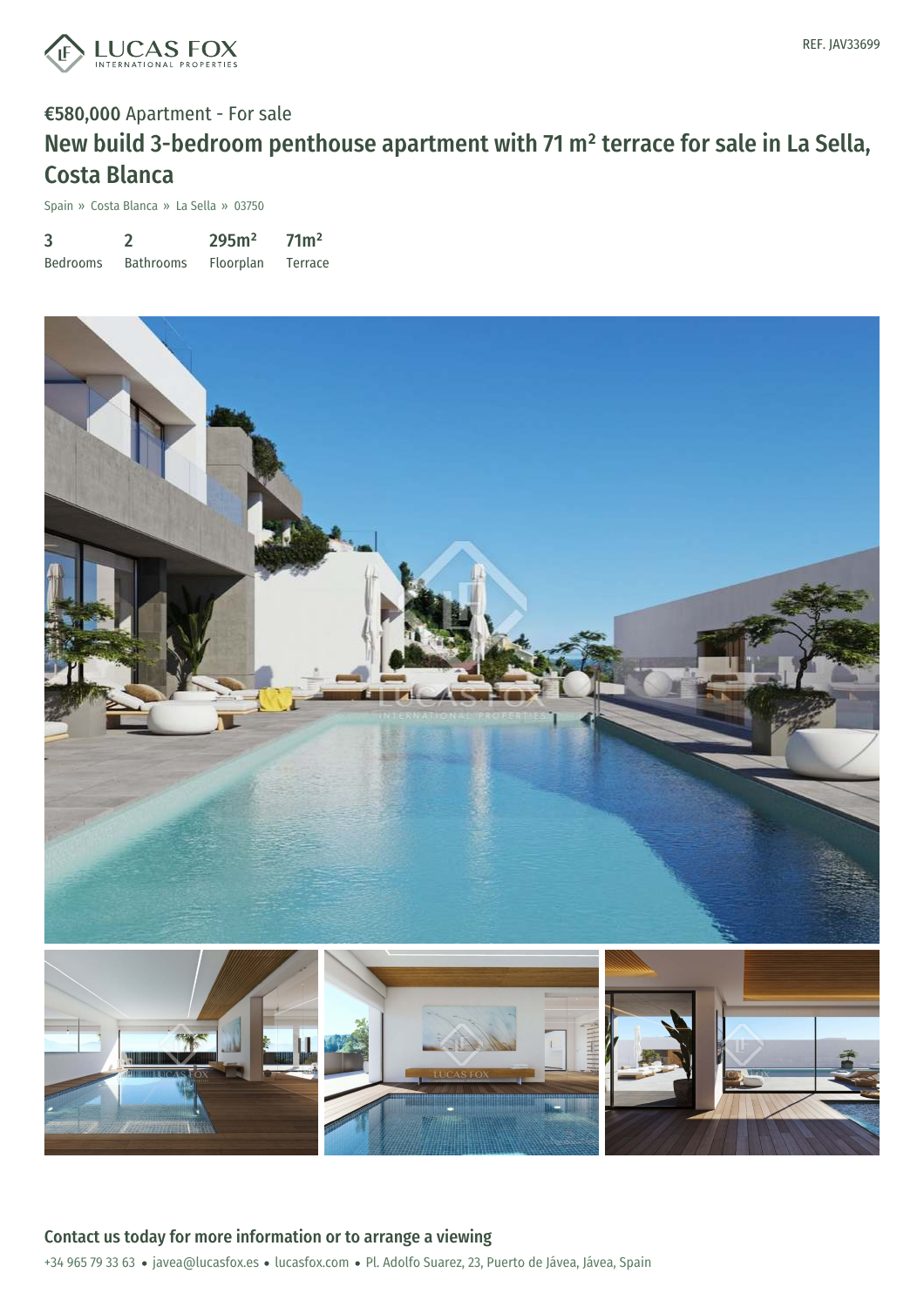REF. JAV33699

**€580,000** Apartment - For sale

# New build 3-bedroom penthouse apartment with 71 m² terrace for sale in La Sella, Costa Blanca

Spain » Costa Blanca » La Sella » 03750

| 3 | 2 | 295m² | 71m² |
|---|---|---|---|
| Bedrooms | Bathrooms | Floorplan | Terrace |

## Contact us today for more information or to arrange a viewing

+34 965 79 33 63 • javea@lucasfox.es • lucasfox.com • Pl. Adolfo Suarez, 23, Puerto de Jávea, Jávea, Spain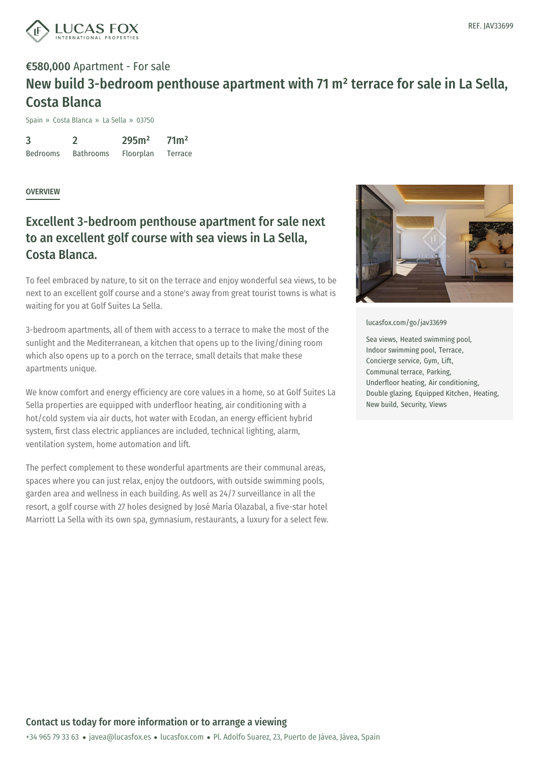REF. JAV33699

**€580,000** Apartment - For sale

# New build 3-bedroom penthouse apartment with 71 m² terrace for sale in La Sella, Costa Blanca

Spain » Costa Blanca » La Sella » 03750

| 3 | 2 | 295m² | 71m² |
|---|---|---|---|
| Bedrooms | Bathrooms | Floorplan | Terrace |

OVERVIEW

## Excellent 3-bedroom penthouse apartment for sale next to an excellent golf course with sea views in La Sella, Costa Blanca.

To feel embraced by nature, to sit on the terrace and enjoy wonderful sea views, to be next to an excellent golf course and a stone's away from great tourist towns is what is waiting for you at Golf Suites La Sella.

3-bedroom apartments, all of them with access to a terrace to make the most of the sunlight and the Mediterranean, a kitchen that opens up to the living/dining room which also opens up to a porch on the terrace, small details that make these apartments unique.

We know comfort and energy efficiency are core values in a home, so at Golf Suites La Sella properties are equipped with underfloor heating, air conditioning with a hot/cold system via air ducts, hot water with Ecodan, an energy efficient hybrid system, first class electric appliances are included, technical lighting, alarm, ventilation system, home automation and lift.

The perfect complement to these wonderful apartments are their communal areas, spaces where you can just relax, enjoy the outdoors, with outside swimming pools, garden area and wellness in each building. As well as 24/7 surveillance in all the resort, a golf course with 27 holes designed by José María Olazabal, a five-star hotel Marriott La Sella with its own spa, gymnasium, restaurants, a luxury for a select few.

lucasfox.com/go/jav33699

Sea views, Heated swimming pool, Indoor swimming pool, Terrace, Concierge service, Gym, Lift, Communal terrace, Parking, Underfloor heating, Air conditioning, Double glazing, Equipped Kitchen, Heating, New build, Security, Views

**Contact us today for more information or to arrange a viewing**

+34 965 79 33 63 • javea@lucasfox.es • lucasfox.com • Pl. Adolfo Suarez, 23, Puerto de Jávea, Jávea, Spain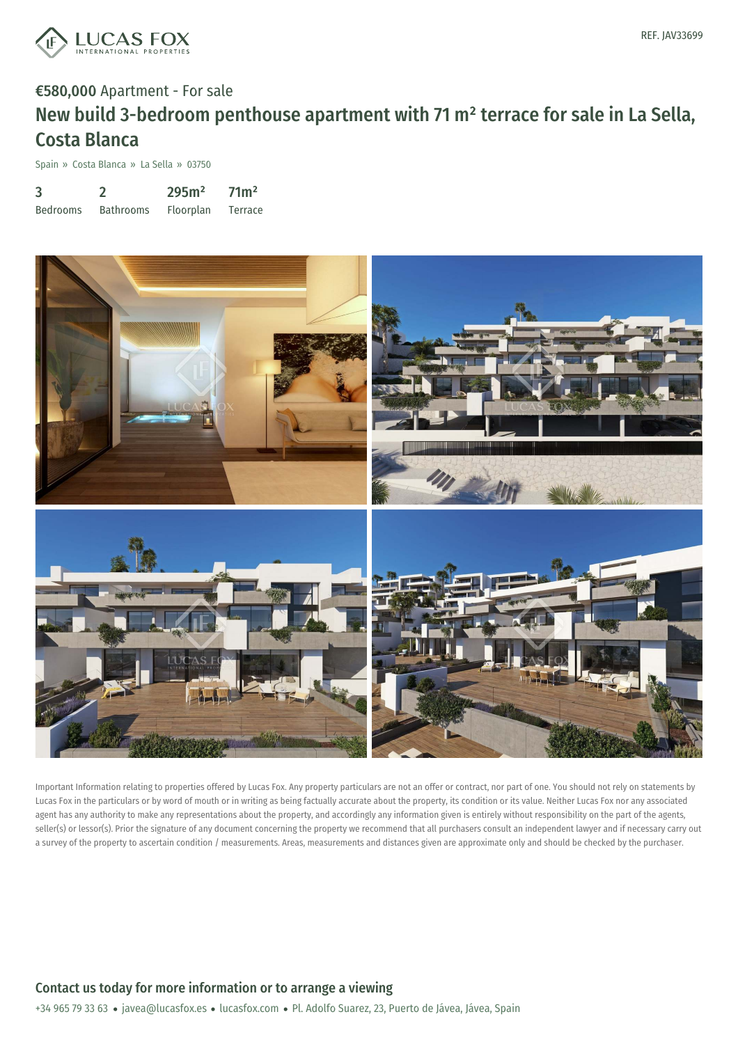REF. JAV33699

**€580,000** Apartment - For sale

# New build 3-bedroom penthouse apartment with 71 m² terrace for sale in La Sella, Costa Blanca

Spain » Costa Blanca » La Sella » 03750

| 3 | 2 | 295m² | 71m² |
|---|---|---|---|
| Bedrooms | Bathrooms | Floorplan | Terrace |

Important Information relating to properties offered by Lucas Fox. Any property particulars are not an offer or contract, nor part of one. You should not rely on statements by Lucas Fox in the particulars or by word of mouth or in writing as being factually accurate about the property, its condition or its value. Neither Lucas Fox nor any associated agent has any authority to make any representations about the property, and accordingly any information given is entirely without responsibility on the part of the agents, seller(s) or lessor(s). Prior the signature of any document concerning the property we recommend that all purchasers consult an independent lawyer and if necessary carry out a survey of the property to ascertain condition / measurements. Areas, measurements and distances given are approximate only and should be checked by the purchaser.

## Contact us today for more information or to arrange a viewing

+34 965 79 33 63 • javea@lucasfox.es • lucasfox.com • Pl. Adolfo Suarez, 23, Puerto de Jávea, Jávea, Spain